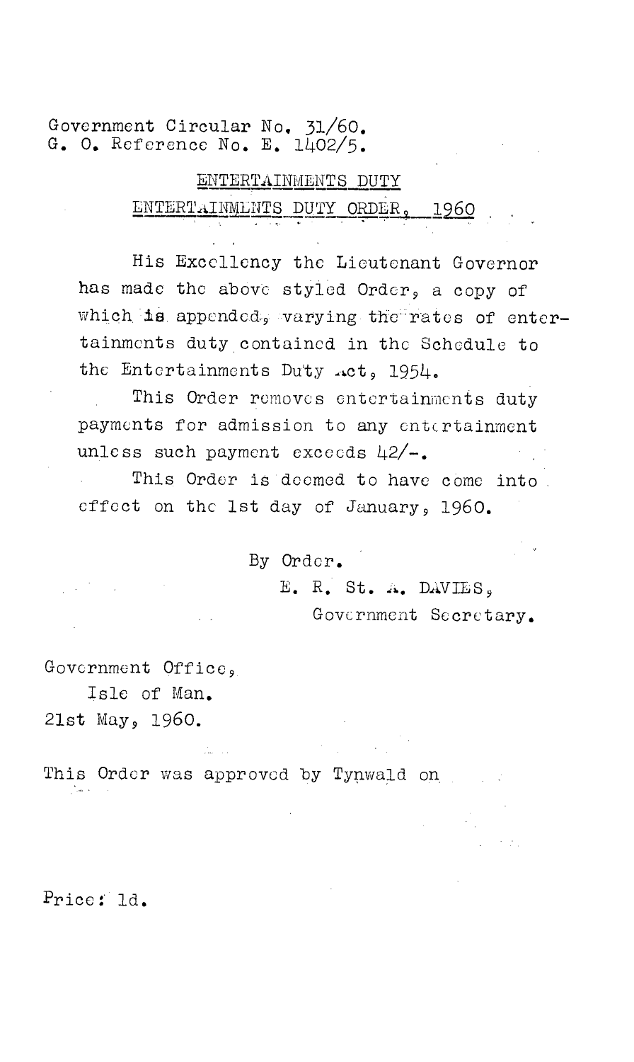Government Circular No. 31/60.
G. O. Reference No. E. 1402/5.

## ENTERTAINMENTS DUTY

## ENTERTAINMENTS DUTY ORDER, 1960

His Excellency the Lieutenant Governor has made the above styled Order, a copy of which is appended, varying the rates of entertainments duty contained in the Schedule to the Entertainments Duty Act, 1954.

This Order removes entertainments duty payments for admission to any entertainment unless such payment exceeds 42/-.

This Order is deemed to have come into effect on the 1st day of January, 1960.

By Order.

E. R. St. A. DAVIES,
Government Secretary.

Government Office,
Isle of Man.
21st May, 1960.

This Order was approved by Tynwald on

Price: 1d.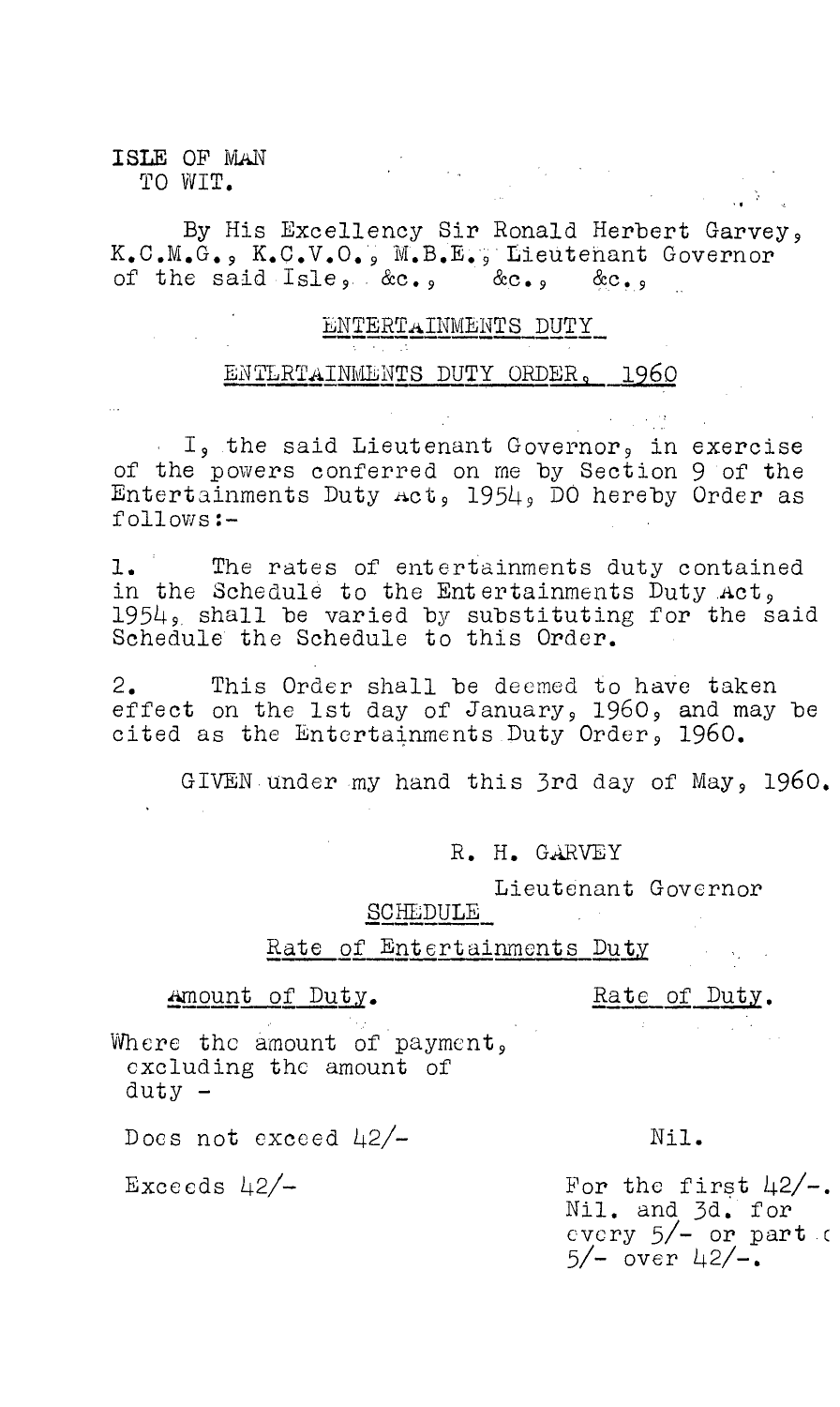ISLE OF MAN
TO WIT.

By His Excellency Sir Ronald Herbert Garvey, K.C.M.G., K.C.V.O., M.B.E., Lieutenant Governor of the said Isle, &c., &c., &c.,

## ENTERTAINMENTS DUTY

## ENTERTAINMENTS DUTY ORDER, 1960

I, the said Lieutenant Governor, in exercise of the powers conferred on me by Section 9 of the Entertainments Duty Act, 1954, DO hereby Order as follows:-

1. The rates of entertainments duty contained in the Schedule to the Entertainments Duty Act, 1954, shall be varied by substituting for the said Schedule the Schedule to this Order.

2. This Order shall be deemed to have taken effect on the 1st day of January, 1960, and may be cited as the Entertainments Duty Order, 1960.

GIVEN under my hand this 3rd day of May, 1960.

R. H. GARVEY

Lieutenant Governor

## SCHEDULE

### Rate of Entertainments Duty

| Amount of Duty. | Rate of Duty. |
|---|---|
| Where the amount of payment, excluding the amount of duty - | |
| Does not exceed 42/- | Nil. |
| Exceeds 42/- | For the first 42/-. Nil. and 3d. for every 5/- or part of 5/- over 42/-. |